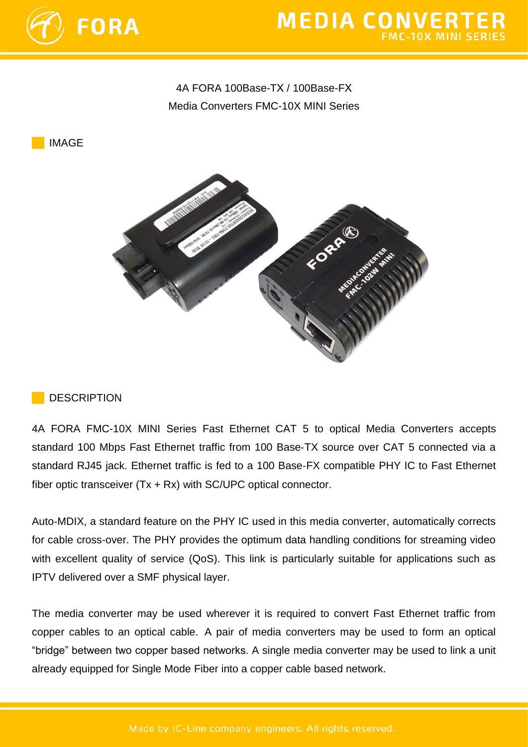# MEDIA CONVERTER

## FMC-10X MINI SERIES

4A FORA 100Base-TX / 100Base-FX
Media Converters FMC-10X MINI Series

## IMAGE

## DESCRIPTION

4A FORA FMC-10X MINI Series Fast Ethernet CAT 5 to optical Media Converters accepts standard 100 Mbps Fast Ethernet traffic from 100 Base-TX source over CAT 5 connected via a standard RJ45 jack. Ethernet traffic is fed to a 100 Base-FX compatible PHY IC to Fast Ethernet fiber optic transceiver (Tx + Rx) with SC/UPC optical connector.

Auto-MDIX, a standard feature on the PHY IC used in this media converter, automatically corrects for cable cross-over. The PHY provides the optimum data handling conditions for streaming video with excellent quality of service (QoS). This link is particularly suitable for applications such as IPTV delivered over a SMF physical layer.

The media converter may be used wherever it is required to convert Fast Ethernet traffic from copper cables to an optical cable. A pair of media converters may be used to form an optical "bridge" between two copper based networks. A single media converter may be used to link a unit already equipped for Single Mode Fiber into a copper cable based network.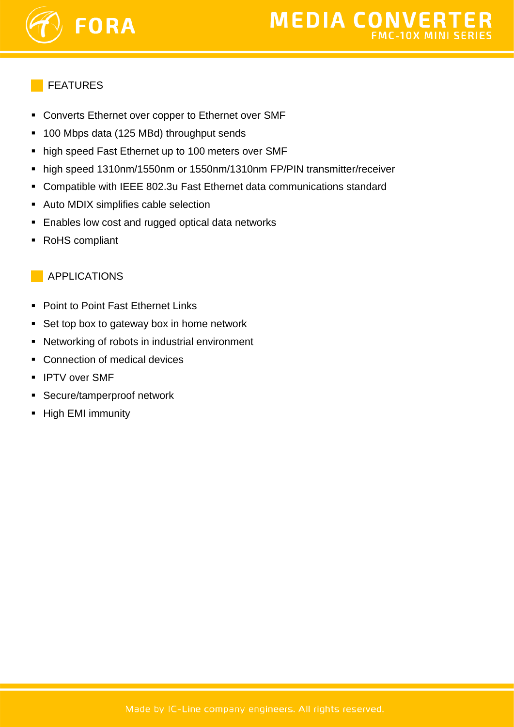## FEATURES

- Converts Ethernet over copper to Ethernet over SMF
- 100 Mbps data (125 MBd) throughput sends
- high speed Fast Ethernet up to 100 meters over SMF
- high speed 1310nm/1550nm or 1550nm/1310nm FP/PIN transmitter/receiver
- Compatible with IEEE 802.3u Fast Ethernet data communications standard
- Auto MDIX simplifies cable selection
- Enables low cost and rugged optical data networks
- RoHS compliant

## APPLICATIONS

- Point to Point Fast Ethernet Links
- Set top box to gateway box in home network
- Networking of robots in industrial environment
- Connection of medical devices
- IPTV over SMF
- Secure/tamperproof network
- High EMI immunity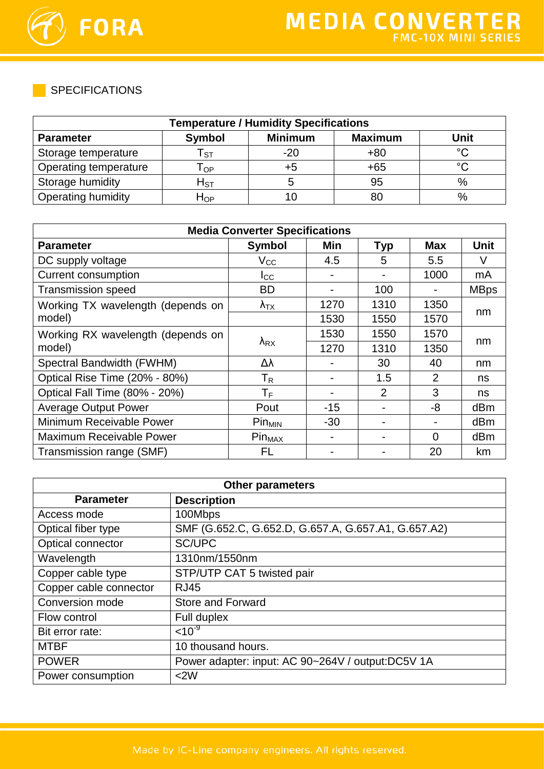## SPECIFICATIONS

| Temperature / Humidity Specifications | | | | |
|---|---|---|---|---|
| **Parameter** | **Symbol** | **Minimum** | **Maximum** | **Unit** |
| Storage temperature | $T_{ST}$ | -20 | +80 | °C |
| Operating temperature | $T_{OP}$ | +5 | +65 | °C |
| Storage humidity | $H_{ST}$ | 5 | 95 | % |
| Operating humidity | $H_{OP}$ | 10 | 80 | % |

| Media Converter Specifications | | | | | |
|---|---|---|---|---|---|
| **Parameter** | **Symbol** | **Min** | **Typ** | **Max** | **Unit** |
| DC supply voltage | $V_{CC}$ | 4.5 | 5 | 5.5 | V |
| Current consumption | $I_{CC}$ | - | - | 1000 | mA |
| Transmission speed | BD | - | 100 | - | MBps |
| Working TX wavelength (depends on model) | $\lambda_{TX}$ | 1270 | 1310 | 1350 | nm |
| | | 1530 | 1550 | 1570 | |
| Working RX wavelength (depends on model) | $\lambda_{RX}$ | 1530 | 1550 | 1570 | nm |
| | | 1270 | 1310 | 1350 | |
| Spectral Bandwidth (FWHM) | $\Delta\lambda$ | - | 30 | 40 | nm |
| Optical Rise Time (20% - 80%) | $T_R$ | - | 1.5 | 2 | ns |
| Optical Fall Time (80% - 20%) | $T_F$ | - | 2 | 3 | ns |
| Average Output Power | Pout | -15 | - | -8 | dBm |
| Minimum Receivable Power | $Pin_{MIN}$ | -30 | - | - | dBm |
| Maximum Receivable Power | $Pin_{MAX}$ | - | - | 0 | dBm |
| Transmission range (SMF) | FL | - | - | 20 | km |

| Other parameters | |
|---|---|
| **Parameter** | **Description** |
| Access mode | 100Mbps |
| Optical fiber type | SMF (G.652.C, G.652.D, G.657.A, G.657.A1, G.657.A2) |
| Optical connector | SC/UPC |
| Wavelength | 1310nm/1550nm |
| Copper cable type | STP/UTP CAT 5 twisted pair |
| Copper cable connector | RJ45 |
| Conversion mode | Store and Forward |
| Flow control | Full duplex |
| Bit error rate: | $<10^{-9}$ |
| MTBF | 10 thousand hours. |
| POWER | Power adapter: input: AC 90~264V / output:DC5V 1A |
| Power consumption | <2W |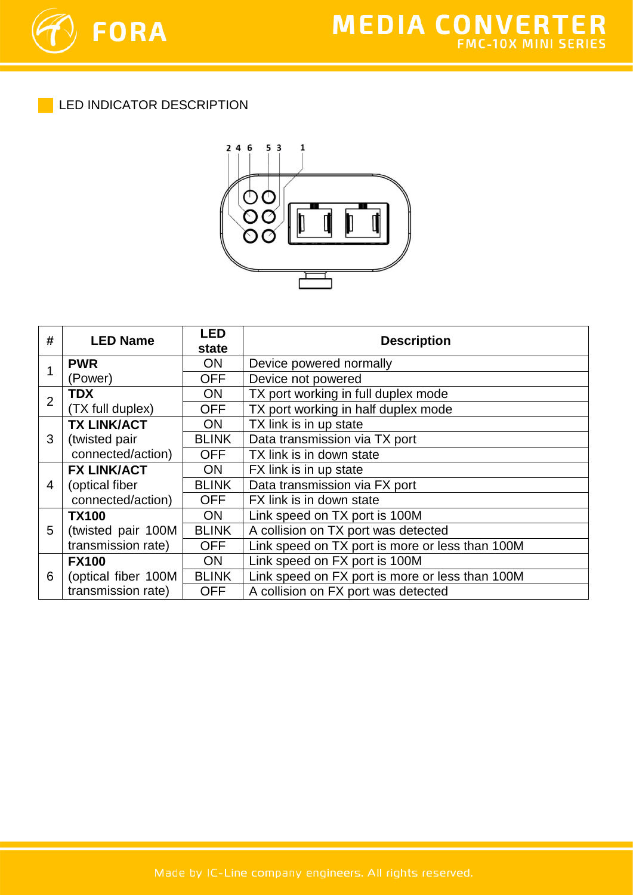## LED INDICATOR DESCRIPTION

| # | LED Name | LED state | Description |
|---|---|---|---|
| 1 | **PWR** (Power) | ON | Device powered normally |
| | | OFF | Device not powered |
| 2 | **TDX** (TX full duplex) | ON | TX port working in full duplex mode |
| | | OFF | TX port working in half duplex mode |
| 3 | **TX LINK/ACT** (twisted pair connected/action) | ON | TX link is in up state |
| | | BLINK | Data transmission via TX port |
| | | OFF | TX link is in down state |
| 4 | **FX LINK/ACT** (optical fiber connected/action) | ON | FX link is in up state |
| | | BLINK | Data transmission via FX port |
| | | OFF | FX link is in down state |
| 5 | **TX100** (twisted pair 100M transmission rate) | ON | Link speed on TX port is 100M |
| | | BLINK | A collision on TX port was detected |
| | | OFF | Link speed on TX port is more or less than 100M |
| 6 | **FX100** (optical fiber 100M transmission rate) | ON | Link speed on FX port is 100M |
| | | BLINK | Link speed on FX port is more or less than 100M |
| | | OFF | A collision on FX port was detected |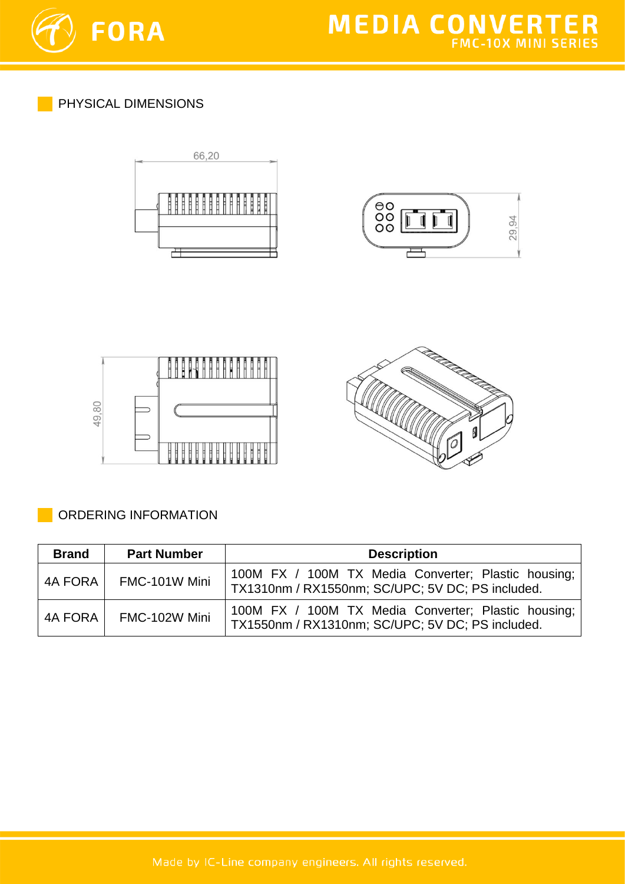## PHYSICAL DIMENSIONS

66,20

29,94

49,80

## ORDERING INFORMATION

| Brand | Part Number | Description |
|---|---|---|
| 4A FORA | FMC-101W Mini | 100M FX / 100M TX Media Converter; Plastic housing; TX1310nm / RX1550nm; SC/UPC; 5V DC; PS included. |
| 4A FORA | FMC-102W Mini | 100M FX / 100M TX Media Converter; Plastic housing; TX1550nm / RX1310nm; SC/UPC; 5V DC; PS included. |